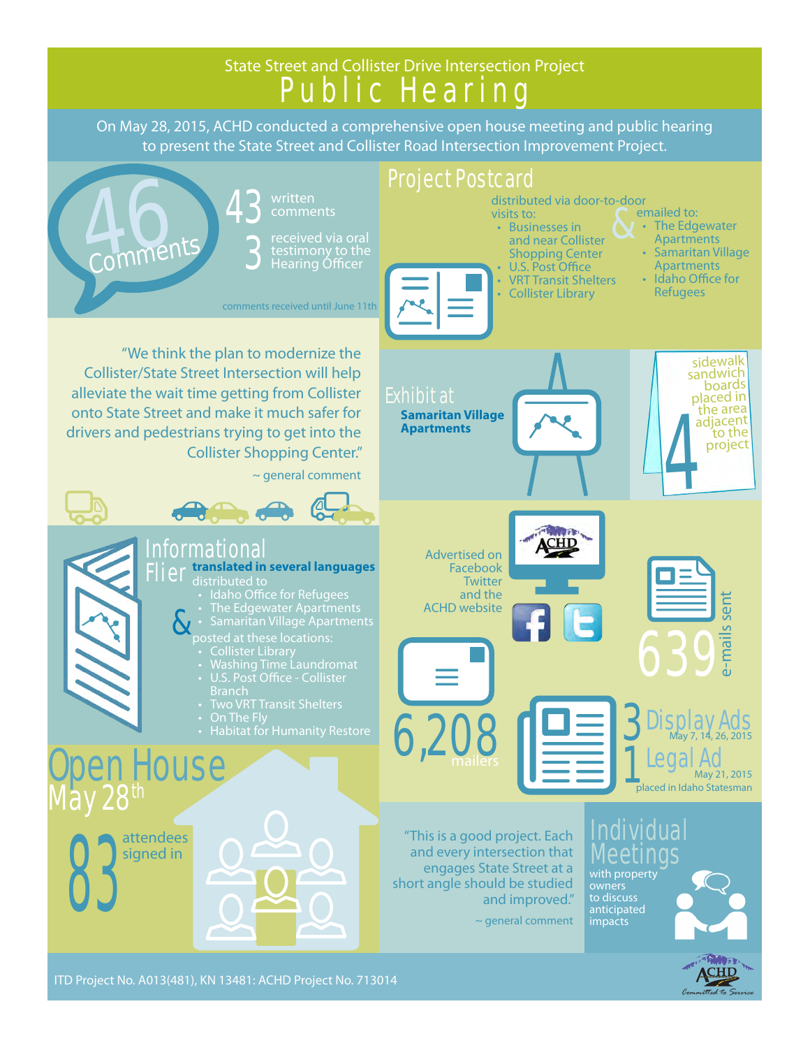State Street and Collister Drive Intersection Project

# Public Hearing

On May 28, 2015, ACHD conducted a comprehensive open house meeting and public hearing to present the State Street and Collister Road Intersection Improvement Project.

## 46 Comments

- **43** written comments
- **3** received via oral testimony to the Hearing Officer

comments received until June 11th

"We think the plan to modernize the Collister/State Street Intersection will help alleviate the wait time getting from Collister onto State Street and make it much safer for drivers and pedestrians trying to get into the Collister Shopping Center."

~ general comment

## Project Postcard

distributed via door-to-door visits to:

- Businesses in and near Collister Shopping Center
- U.S. Post Office
- VRT Transit Shelters
- Collister Library

& emailed to:

- The Edgewater Apartments
- Samaritan Village Apartments
- Idaho Office for Refugees

## Exhibit at

**Samaritan Village Apartments**

**4** sidewalk sandwich boards placed in the area adjacent to the project

## Informational Flier

**translated in several languages**

distributed to

- Idaho Office for Refugees
- The Edgewater Apartments
- Samaritan Village Apartments

& posted at these locations:

- Collister Library
- Washing Time Laundromat
- U.S. Post Office - Collister Branch
- Two VRT Transit Shelters
- On The Fly
- Habitat for Humanity Restore

Advertised on Facebook, Twitter and the ACHD website

**639** e-mails sent

**6,208** mailers

**3** Display Ads May 7, 14, 26, 2015

**1** Legal Ad May 21, 2015

placed in Idaho Statesman

## Open House May 28th

**83** attendees signed in

"This is a good project. Each and every intersection that engages State Street at a short angle should be studied and improved."

~ general comment

## Individual Meetings

with property owners to discuss anticipated impacts

ITD Project No. A013(481), KN 13481: ACHD Project No. 713014

ACHD Committed to Service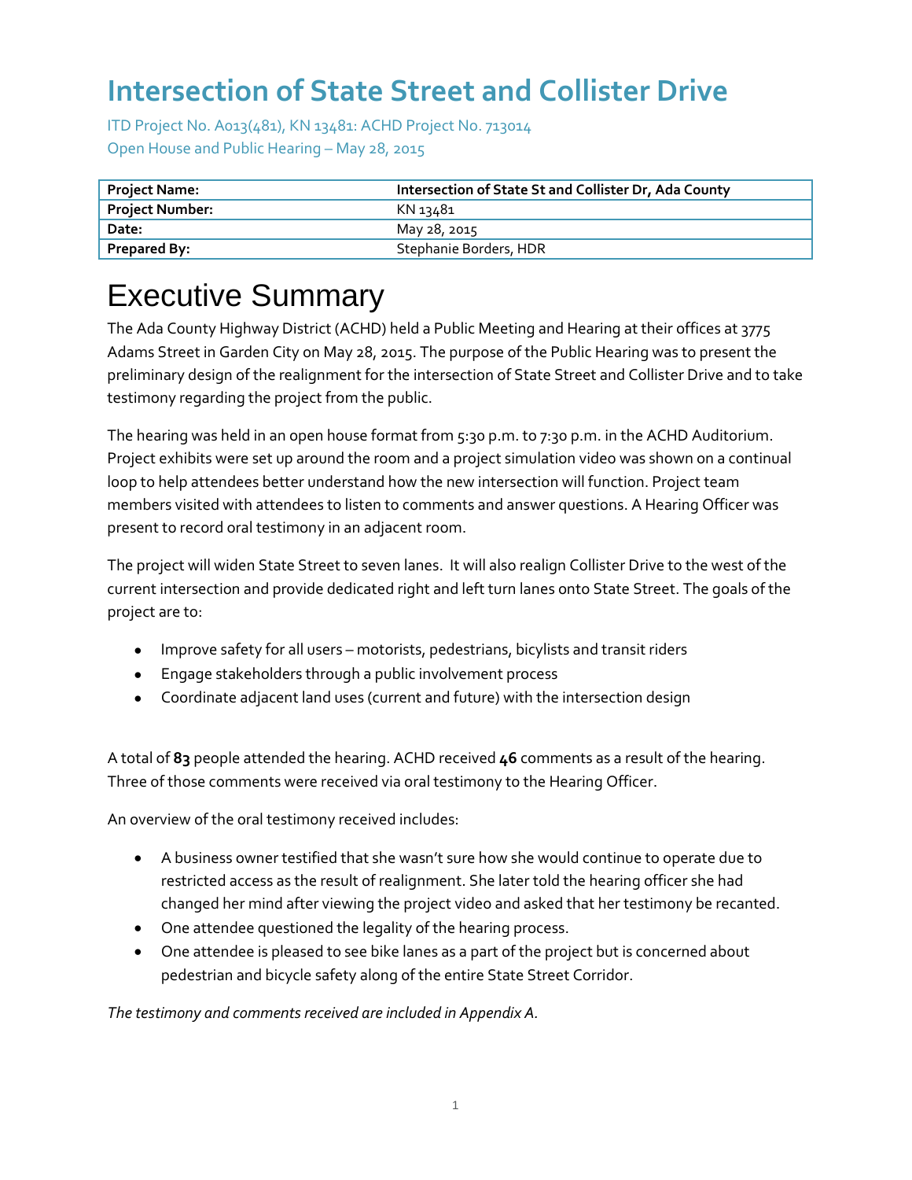# Intersection of State Street and Collister Drive

ITD Project No. A013(481), KN 13481: ACHD Project No. 713014
Open House and Public Hearing – May 28, 2015

| **Project Name:** | **Intersection of State St and Collister Dr, Ada County** |
| --- | --- |
| **Project Number:** | KN 13481 |
| **Date:** | May 28, 2015 |
| **Prepared By:** | Stephanie Borders, HDR |

# Executive Summary

The Ada County Highway District (ACHD) held a Public Meeting and Hearing at their offices at 3775 Adams Street in Garden City on May 28, 2015. The purpose of the Public Hearing was to present the preliminary design of the realignment for the intersection of State Street and Collister Drive and to take testimony regarding the project from the public.

The hearing was held in an open house format from 5:30 p.m. to 7:30 p.m. in the ACHD Auditorium. Project exhibits were set up around the room and a project simulation video was shown on a continual loop to help attendees better understand how the new intersection will function. Project team members visited with attendees to listen to comments and answer questions. A Hearing Officer was present to record oral testimony in an adjacent room.

The project will widen State Street to seven lanes. It will also realign Collister Drive to the west of the current intersection and provide dedicated right and left turn lanes onto State Street. The goals of the project are to:

- Improve safety for all users – motorists, pedestrians, bicylists and transit riders
- Engage stakeholders through a public involvement process
- Coordinate adjacent land uses (current and future) with the intersection design

A total of **83** people attended the hearing. ACHD received **46** comments as a result of the hearing. Three of those comments were received via oral testimony to the Hearing Officer.

An overview of the oral testimony received includes:

- A business owner testified that she wasn't sure how she would continue to operate due to restricted access as the result of realignment. She later told the hearing officer she had changed her mind after viewing the project video and asked that her testimony be recanted.
- One attendee questioned the legality of the hearing process.
- One attendee is pleased to see bike lanes as a part of the project but is concerned about pedestrian and bicycle safety along of the entire State Street Corridor.

*The testimony and comments received are included in Appendix A.*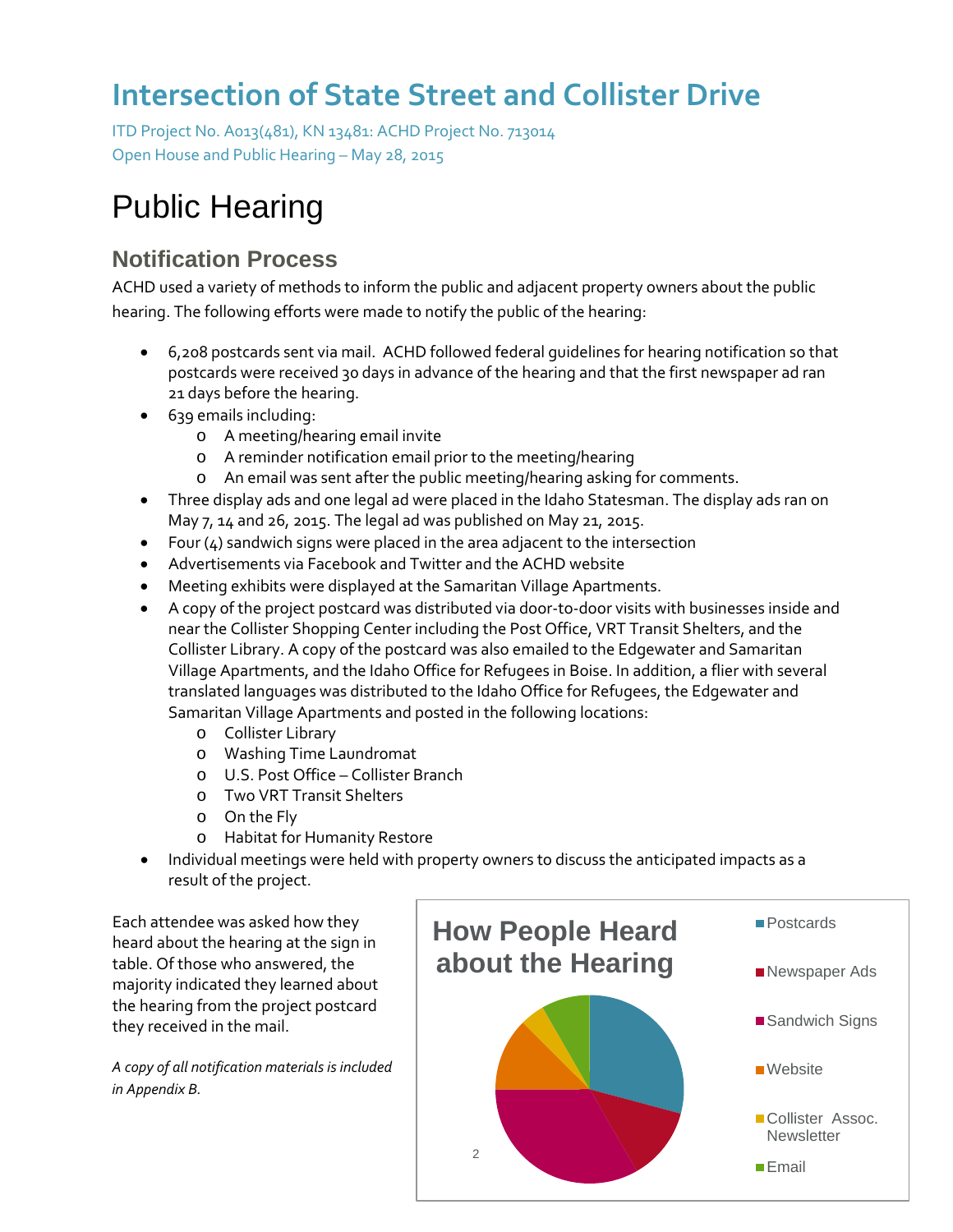# Intersection of State Street and Collister Drive

ITD Project No. A013(481), KN 13481: ACHD Project No. 713014
Open House and Public Hearing – May 28, 2015

# Public Hearing

## Notification Process

ACHD used a variety of methods to inform the public and adjacent property owners about the public hearing. The following efforts were made to notify the public of the hearing:

- 6,208 postcards sent via mail. ACHD followed federal guidelines for hearing notification so that postcards were received 30 days in advance of the hearing and that the first newspaper ad ran 21 days before the hearing.
- 639 emails including:
  - A meeting/hearing email invite
  - A reminder notification email prior to the meeting/hearing
  - An email was sent after the public meeting/hearing asking for comments.
- Three display ads and one legal ad were placed in the Idaho Statesman. The display ads ran on May 7, 14 and 26, 2015. The legal ad was published on May 21, 2015.
- Four (4) sandwich signs were placed in the area adjacent to the intersection
- Advertisements via Facebook and Twitter and the ACHD website
- Meeting exhibits were displayed at the Samaritan Village Apartments.
- A copy of the project postcard was distributed via door-to-door visits with businesses inside and near the Collister Shopping Center including the Post Office, VRT Transit Shelters, and the Collister Library. A copy of the postcard was also emailed to the Edgewater and Samaritan Village Apartments, and the Idaho Office for Refugees in Boise. In addition, a flier with several translated languages was distributed to the Idaho Office for Refugees, the Edgewater and Samaritan Village Apartments and posted in the following locations:
  - Collister Library
  - Washing Time Laundromat
  - U.S. Post Office – Collister Branch
  - Two VRT Transit Shelters
  - On the Fly
  - Habitat for Humanity Restore
- Individual meetings were held with property owners to discuss the anticipated impacts as a result of the project.

Each attendee was asked how they heard about the hearing at the sign in table. Of those who answered, the majority indicated they learned about the hearing from the project postcard they received in the mail.

*A copy of all notification materials is included in Appendix B.*

**How People Heard about the Hearing**

- Postcards
- Newspaper Ads
- Sandwich Signs
- Website
- Collister Assoc. Newsletter
- Email

2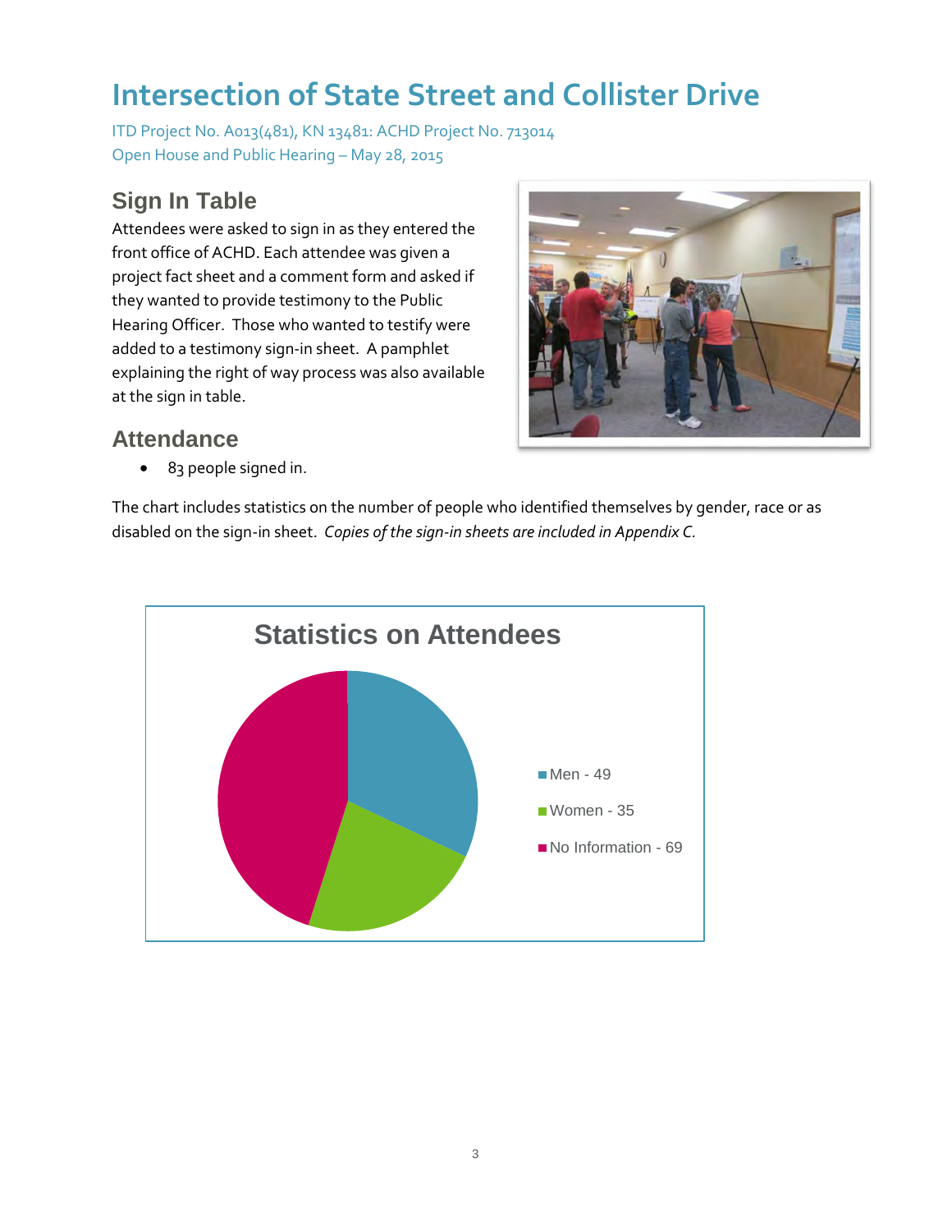# Intersection of State Street and Collister Drive

ITD Project No. A013(481), KN 13481: ACHD Project No. 713014
Open House and Public Hearing – May 28, 2015

## Sign In Table

Attendees were asked to sign in as they entered the front office of ACHD. Each attendee was given a project fact sheet and a comment form and asked if they wanted to provide testimony to the Public Hearing Officer. Those who wanted to testify were added to a testimony sign-in sheet. A pamphlet explaining the right of way process was also available at the sign in table.

## Attendance

- 83 people signed in.

The chart includes statistics on the number of people who identified themselves by gender, race or as disabled on the sign-in sheet. *Copies of the sign-in sheets are included in Appendix C.*

**Statistics on Attendees**

- Men - 49
- Women - 35
- No Information - 69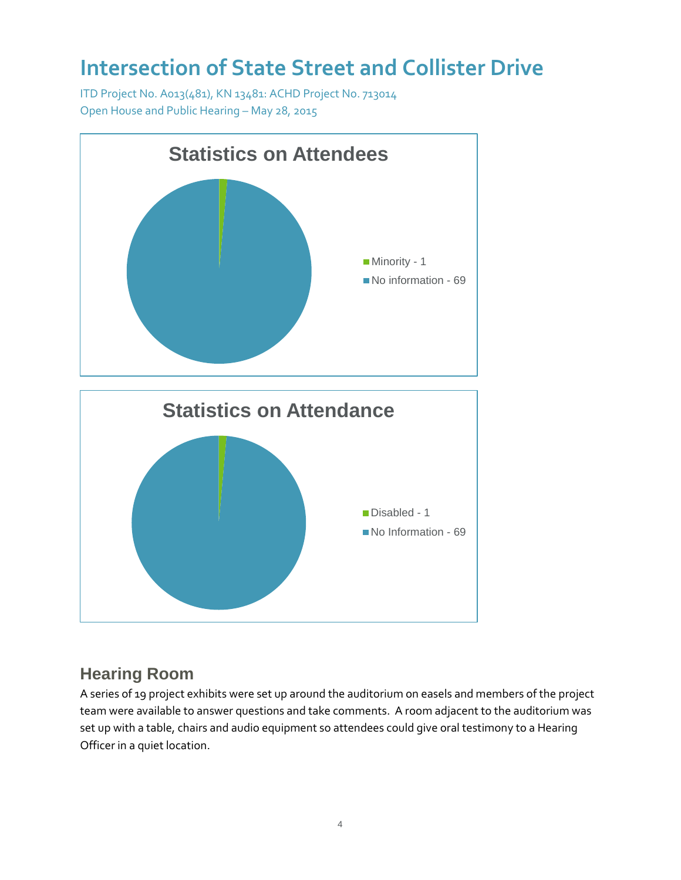# Intersection of State Street and Collister Drive

ITD Project No. A013(481), KN 13481: ACHD Project No. 713014
Open House and Public Hearing – May 28, 2015

**Statistics on Attendees**

- Minority - 1
- No information - 69

**Statistics on Attendance**

- Disabled - 1
- No Information - 69

## Hearing Room

A series of 19 project exhibits were set up around the auditorium on easels and members of the project team were available to answer questions and take comments. A room adjacent to the auditorium was set up with a table, chairs and audio equipment so attendees could give oral testimony to a Hearing Officer in a quiet location.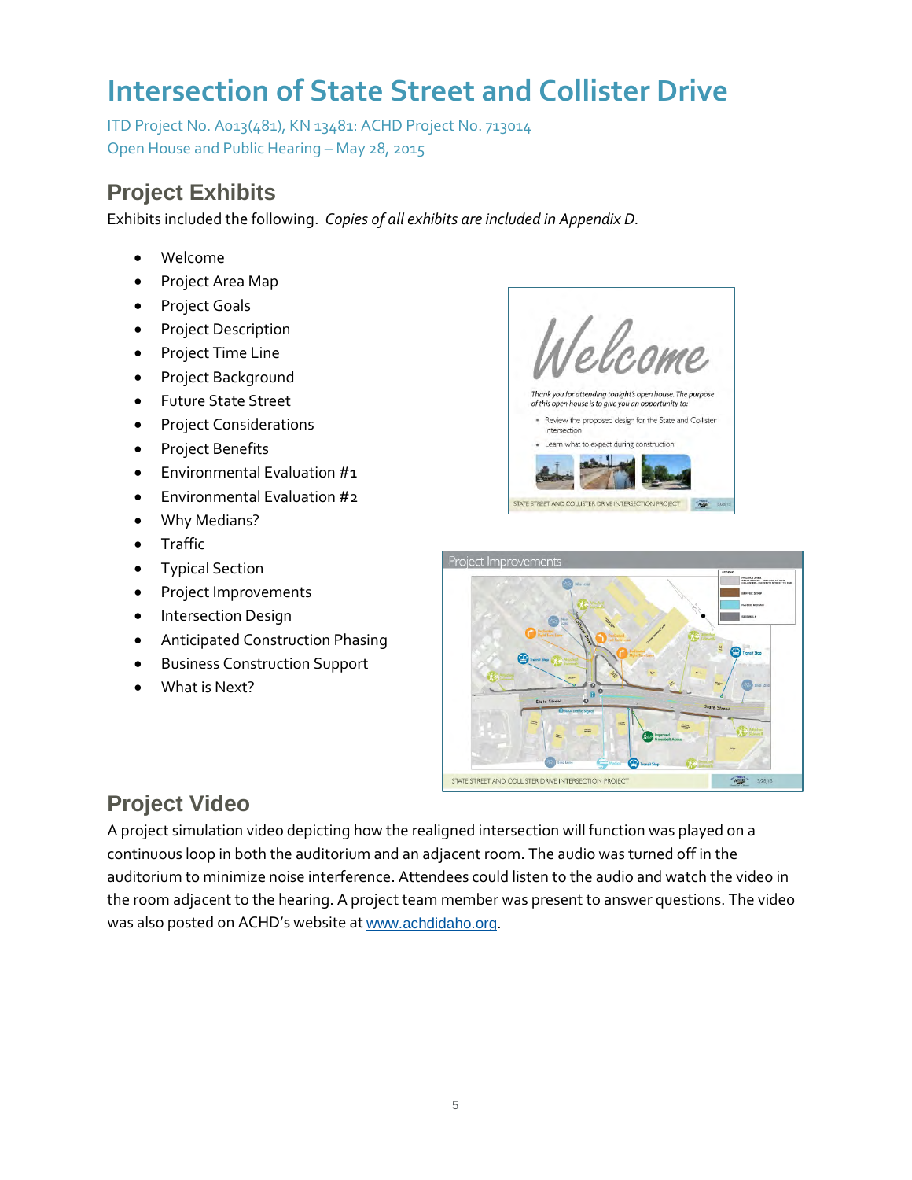# Intersection of State Street and Collister Drive

ITD Project No. A013(481), KN 13481: ACHD Project No. 713014
Open House and Public Hearing – May 28, 2015

## Project Exhibits

Exhibits included the following. *Copies of all exhibits are included in Appendix D.*

- Welcome
- Project Area Map
- Project Goals
- Project Description
- Project Time Line
- Project Background
- Future State Street
- Project Considerations
- Project Benefits
- Environmental Evaluation #1
- Environmental Evaluation #2
- Why Medians?
- Traffic
- Typical Section
- Project Improvements
- Intersection Design
- Anticipated Construction Phasing
- Business Construction Support
- What is Next?

## Project Video

A project simulation video depicting how the realigned intersection will function was played on a continuous loop in both the auditorium and an adjacent room. The audio was turned off in the auditorium to minimize noise interference. Attendees could listen to the audio and watch the video in the room adjacent to the hearing. A project team member was present to answer questions. The video was also posted on ACHD's website at www.achdidaho.org.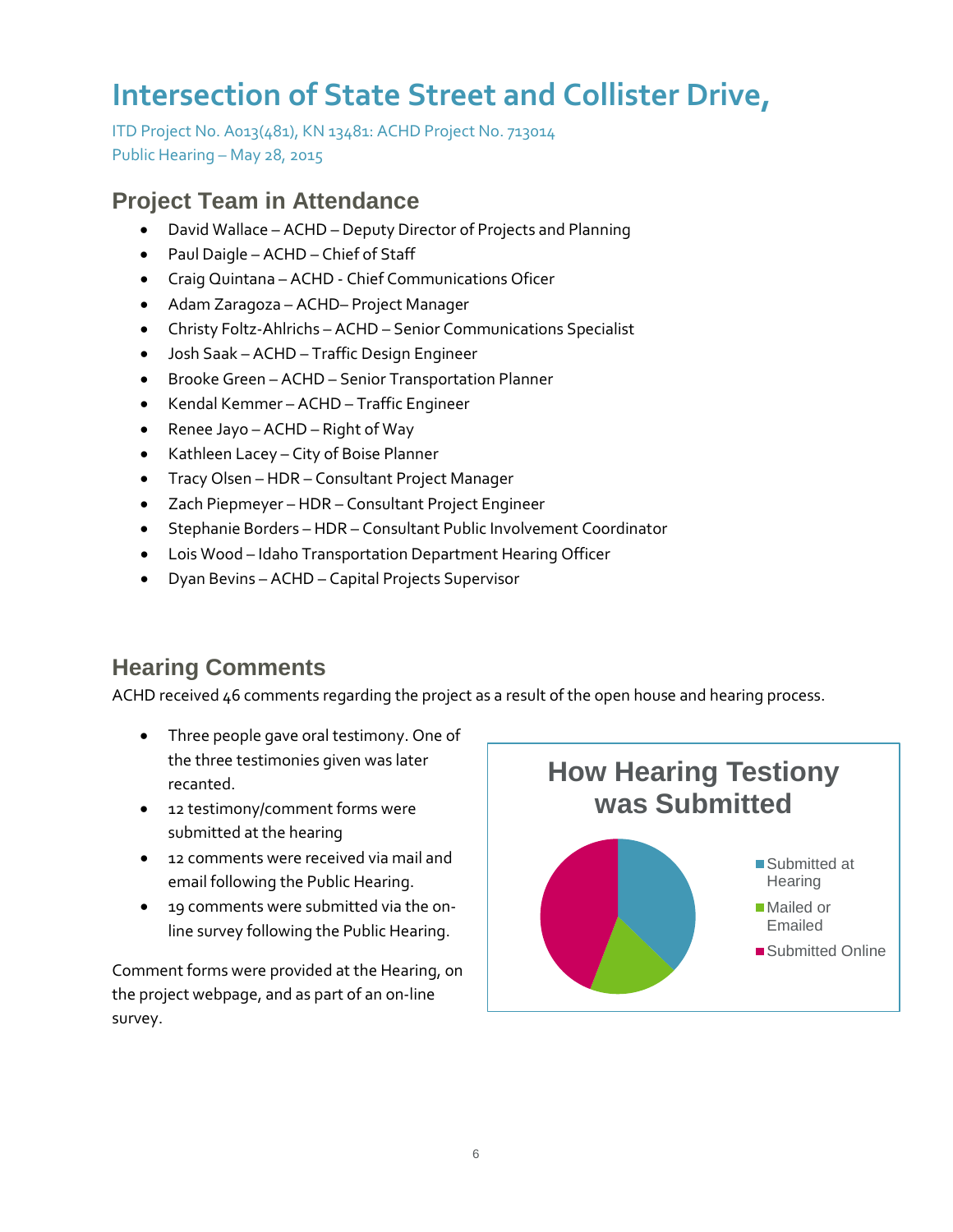# Intersection of State Street and Collister Drive,

ITD Project No. A013(481), KN 13481: ACHD Project No. 713014
Public Hearing – May 28, 2015

## Project Team in Attendance

- David Wallace – ACHD – Deputy Director of Projects and Planning
- Paul Daigle – ACHD – Chief of Staff
- Craig Quintana – ACHD - Chief Communications Oficer
- Adam Zaragoza – ACHD– Project Manager
- Christy Foltz-Ahlrichs – ACHD – Senior Communications Specialist
- Josh Saak – ACHD – Traffic Design Engineer
- Brooke Green – ACHD – Senior Transportation Planner
- Kendal Kemmer – ACHD – Traffic Engineer
- Renee Jayo – ACHD – Right of Way
- Kathleen Lacey – City of Boise Planner
- Tracy Olsen – HDR – Consultant Project Manager
- Zach Piepmeyer – HDR – Consultant Project Engineer
- Stephanie Borders – HDR – Consultant Public Involvement Coordinator
- Lois Wood – Idaho Transportation Department Hearing Officer
- Dyan Bevins – ACHD – Capital Projects Supervisor

## Hearing Comments

ACHD received 46 comments regarding the project as a result of the open house and hearing process.

- Three people gave oral testimony. One of the three testimonies given was later recanted.
- 12 testimony/comment forms were submitted at the hearing
- 12 comments were received via mail and email following the Public Hearing.
- 19 comments were submitted via the on-line survey following the Public Hearing.

Comment forms were provided at the Hearing, on the project webpage, and as part of an on-line survey.

**How Hearing Testiony was Submitted**

- Submitted at Hearing
- Mailed or Emailed
- Submitted Online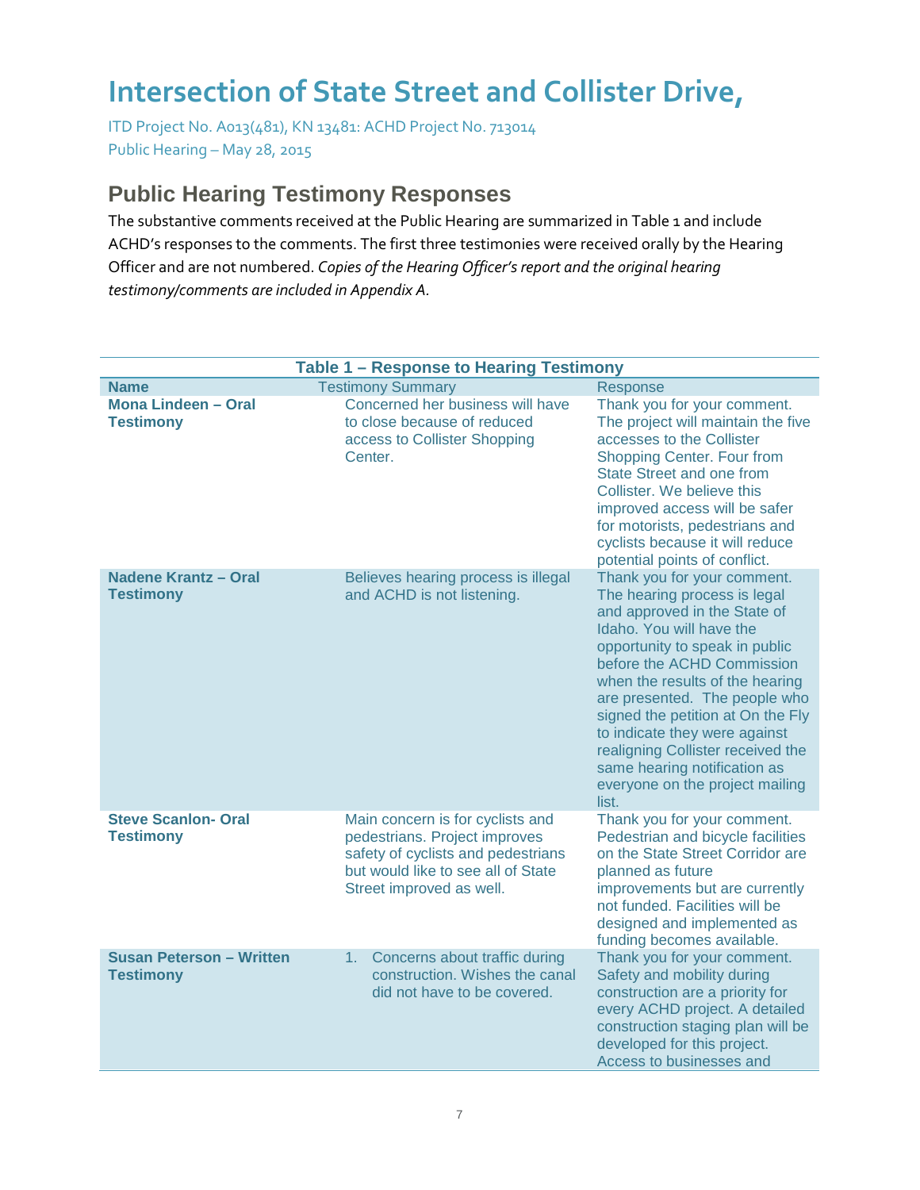# Intersection of State Street and Collister Drive,

ITD Project No. A013(481), KN 13481: ACHD Project No. 713014
Public Hearing – May 28, 2015

## Public Hearing Testimony Responses

The substantive comments received at the Public Hearing are summarized in Table 1 and include ACHD's responses to the comments. The first three testimonies were received orally by the Hearing Officer and are not numbered. *Copies of the Hearing Officer's report and the original hearing testimony/comments are included in Appendix A.*

**Table 1 – Response to Hearing Testimony**

| Name | Testimony Summary | Response |
|---|---|---|
| **Mona Lindeen – Oral Testimony** | Concerned her business will have to close because of reduced access to Collister Shopping Center. | Thank you for your comment. The project will maintain the five accesses to the Collister Shopping Center. Four from State Street and one from Collister. We believe this improved access will be safer for motorists, pedestrians and cyclists because it will reduce potential points of conflict. |
| **Nadene Krantz – Oral Testimony** | Believes hearing process is illegal and ACHD is not listening. | Thank you for your comment. The hearing process is legal and approved in the State of Idaho. You will have the opportunity to speak in public before the ACHD Commission when the results of the hearing are presented. The people who signed the petition at On the Fly to indicate they were against realigning Collister received the same hearing notification as everyone on the project mailing list. |
| **Steve Scanlon- Oral Testimony** | Main concern is for cyclists and pedestrians. Project improves safety of cyclists and pedestrians but would like to see all of State Street improved as well. | Thank you for your comment. Pedestrian and bicycle facilities on the State Street Corridor are planned as future improvements but are currently not funded. Facilities will be designed and implemented as funding becomes available. |
| **Susan Peterson – Written Testimony** | 1. Concerns about traffic during construction. Wishes the canal did not have to be covered. | Thank you for your comment. Safety and mobility during construction are a priority for every ACHD project. A detailed construction staging plan will be developed for this project. Access to businesses and |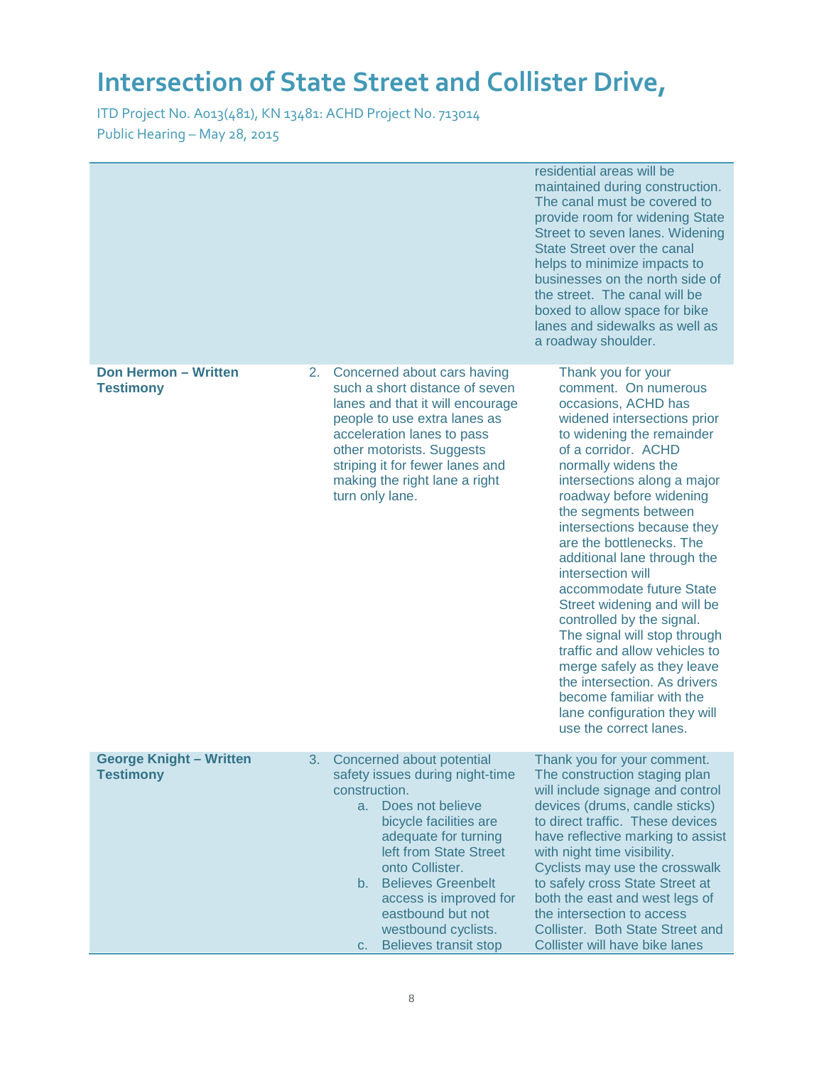# Intersection of State Street and Collister Drive,

ITD Project No. A013(481), KN 13481: ACHD Project No. 713014
Public Hearing – May 28, 2015

| | | |
|---|---|---|
| | | residential areas will be maintained during construction. The canal must be covered to provide room for widening State Street to seven lanes. Widening State Street over the canal helps to minimize impacts to businesses on the north side of the street. The canal will be boxed to allow space for bike lanes and sidewalks as well as a roadway shoulder. |
| **Don Hermon – Written Testimony** | 2. Concerned about cars having such a short distance of seven lanes and that it will encourage people to use extra lanes as acceleration lanes to pass other motorists. Suggests striping it for fewer lanes and making the right lane a right turn only lane. | Thank you for your comment. On numerous occasions, ACHD has widened intersections prior to widening the remainder of a corridor. ACHD normally widens the intersections along a major roadway before widening the segments between intersections because they are the bottlenecks. The additional lane through the intersection will accommodate future State Street widening and will be controlled by the signal. The signal will stop through traffic and allow vehicles to merge safely as they leave the intersection. As drivers become familiar with the lane configuration they will use the correct lanes. |
| **George Knight – Written Testimony** | 3. Concerned about potential safety issues during night-time construction.<br>a. Does not believe bicycle facilities are adequate for turning left from State Street onto Collister.<br>b. Believes Greenbelt access is improved for eastbound but not westbound cyclists.<br>c. Believes transit stop | Thank you for your comment. The construction staging plan will include signage and control devices (drums, candle sticks) to direct traffic. These devices have reflective marking to assist with night time visibility. Cyclists may use the crosswalk to safely cross State Street at both the east and west legs of the intersection to access Collister. Both State Street and Collister will have bike lanes |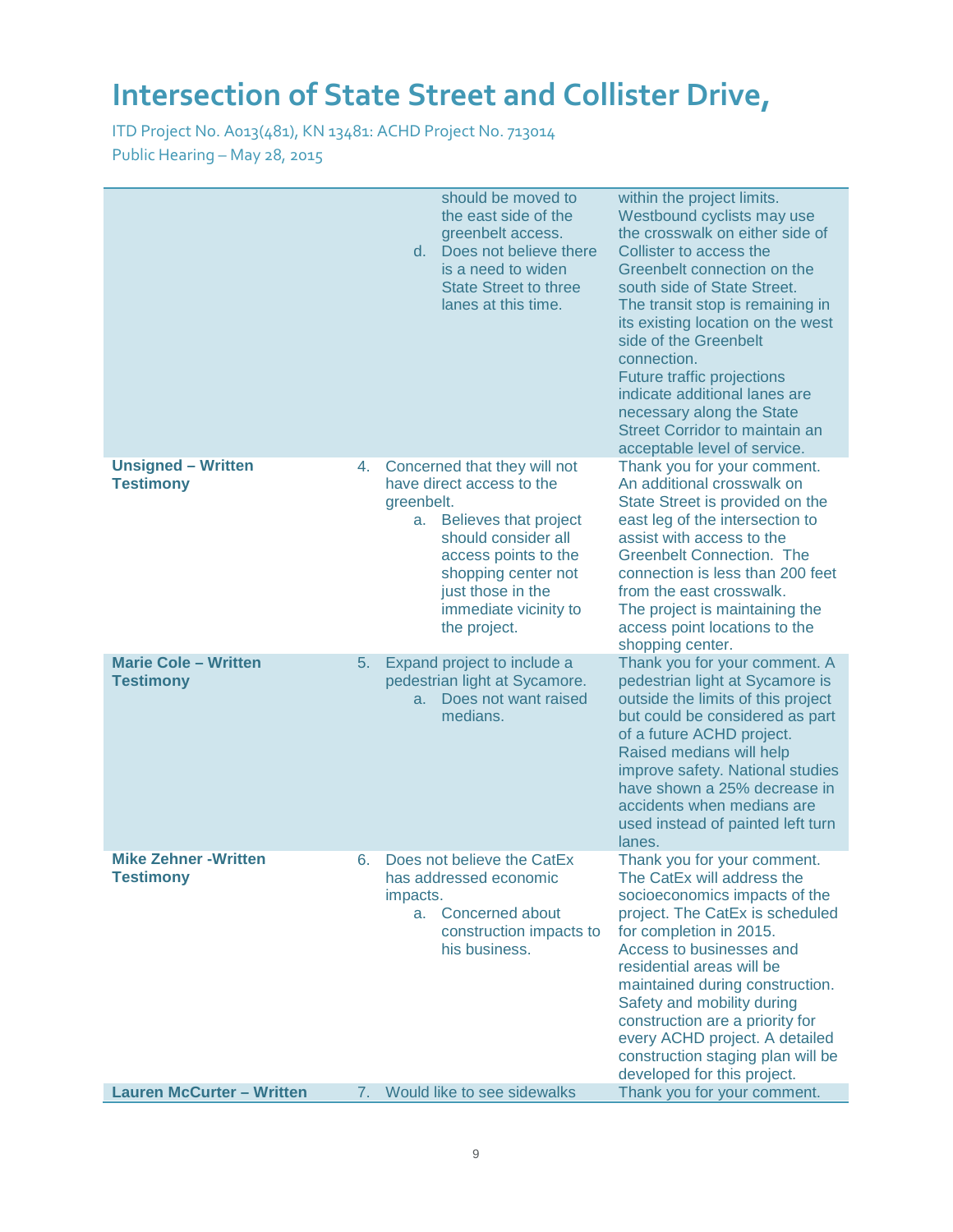# Intersection of State Street and Collister Drive,

ITD Project No. A013(481), KN 13481: ACHD Project No. 713014
Public Hearing – May 28, 2015

| | | |
|---|---|---|
| | c. should be moved to the east side of the greenbelt access.<br>d. Does not believe there is a need to widen State Street to three lanes at this time. | within the project limits. Westbound cyclists may use the crosswalk on either side of Collister to access the Greenbelt connection on the south side of State Street.<br>The transit stop is remaining in its existing location on the west side of the Greenbelt connection.<br>Future traffic projections indicate additional lanes are necessary along the State Street Corridor to maintain an acceptable level of service. |
| **Unsigned – Written Testimony** | 4. Concerned that they will not have direct access to the greenbelt.<br>a. Believes that project should consider all access points to the shopping center not just those in the immediate vicinity to the project. | Thank you for your comment. An additional crosswalk on State Street is provided on the east leg of the intersection to assist with access to the Greenbelt Connection. The connection is less than 200 feet from the east crosswalk.<br>The project is maintaining the access point locations to the shopping center. |
| **Marie Cole – Written Testimony** | 5. Expand project to include a pedestrian light at Sycamore.<br>a. Does not want raised medians. | Thank you for your comment. A pedestrian light at Sycamore is outside the limits of this project but could be considered as part of a future ACHD project.<br>Raised medians will help improve safety. National studies have shown a 25% decrease in accidents when medians are used instead of painted left turn lanes. |
| **Mike Zehner -Written Testimony** | 6. Does not believe the CatEx has addressed economic impacts.<br>a. Concerned about construction impacts to his business. | Thank you for your comment. The CatEx will address the socioeconomics impacts of the project. The CatEx is scheduled for completion in 2015.<br>Access to businesses and residential areas will be maintained during construction. Safety and mobility during construction are a priority for every ACHD project. A detailed construction staging plan will be developed for this project. |
| **Lauren McCurter – Written** | 7. Would like to see sidewalks | Thank you for your comment. |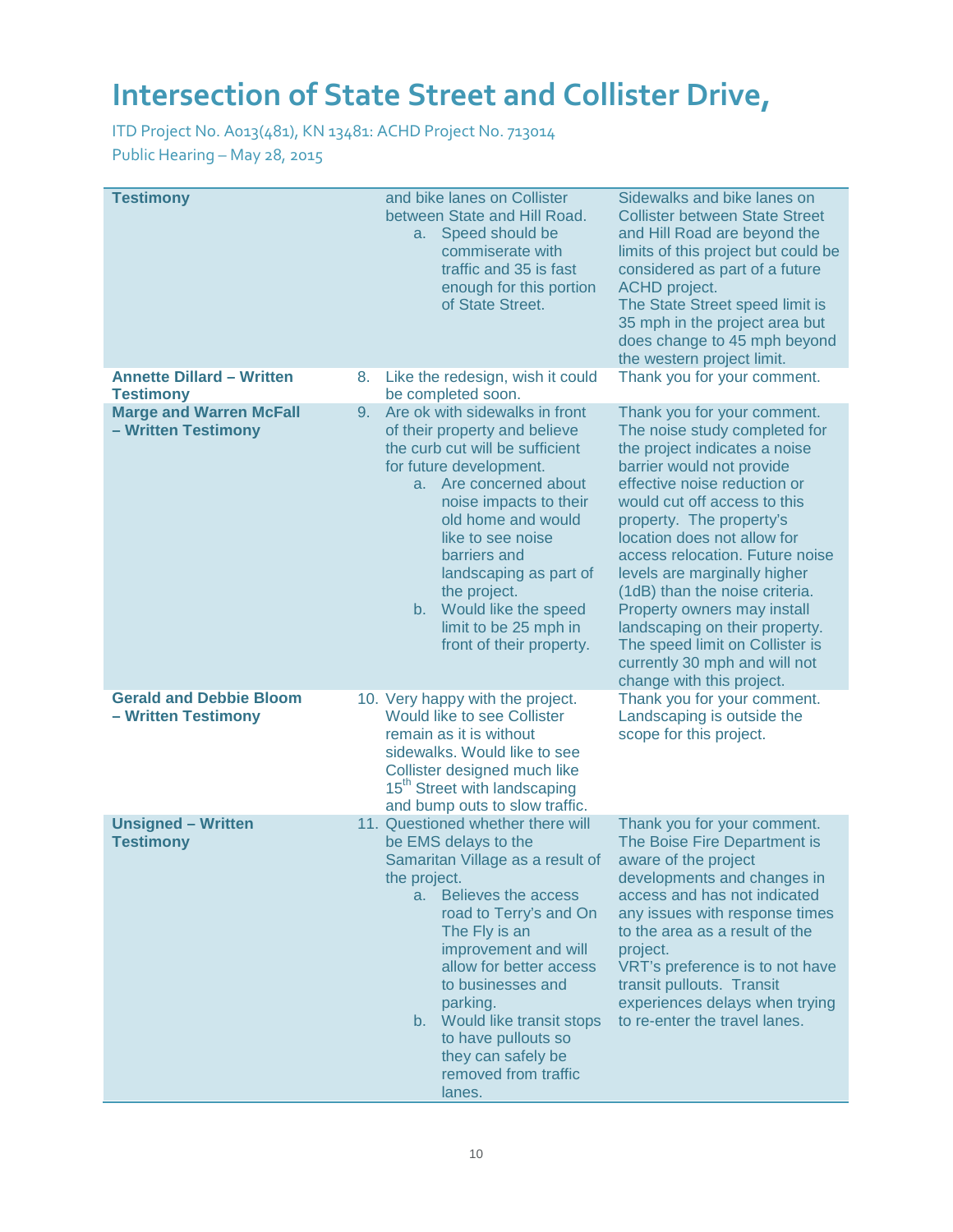# Intersection of State Street and Collister Drive,

ITD Project No. A013(481), KN 13481: ACHD Project No. 713014
Public Hearing – May 28, 2015

| Testimony | | |
|---|---|---|
| **Testimony** | and bike lanes on Collister between State and Hill Road.<br>a. Speed should be commiserate with traffic and 35 is fast enough for this portion of State Street. | Sidewalks and bike lanes on Collister between State Street and Hill Road are beyond the limits of this project but could be considered as part of a future ACHD project.<br>The State Street speed limit is 35 mph in the project area but does change to 45 mph beyond the western project limit. |
| **Annette Dillard – Written Testimony** | 8. Like the redesign, wish it could be completed soon. | Thank you for your comment. |
| **Marge and Warren McFall – Written Testimony** | 9. Are ok with sidewalks in front of their property and believe the curb cut will be sufficient for future development.<br>a. Are concerned about noise impacts to their old home and would like to see noise barriers and landscaping as part of the project.<br>b. Would like the speed limit to be 25 mph in front of their property. | Thank you for your comment. The noise study completed for the project indicates a noise barrier would not provide effective noise reduction or would cut off access to this property. The property's location does not allow for access relocation. Future noise levels are marginally higher (1dB) than the noise criteria. Property owners may install landscaping on their property.<br>The speed limit on Collister is currently 30 mph and will not change with this project. |
| **Gerald and Debbie Bloom – Written Testimony** | 10. Very happy with the project. Would like to see Collister remain as it is without sidewalks. Would like to see Collister designed much like 15th Street with landscaping and bump outs to slow traffic. | Thank you for your comment. Landscaping is outside the scope for this project. |
| **Unsigned – Written Testimony** | 11. Questioned whether there will be EMS delays to the Samaritan Village as a result of the project.<br>a. Believes the access road to Terry's and On The Fly is an improvement and will allow for better access to businesses and parking.<br>b. Would like transit stops to have pullouts so they can safely be removed from traffic lanes. | Thank you for your comment. The Boise Fire Department is aware of the project developments and changes in access and has not indicated any issues with response times to the area as a result of the project.<br>VRT's preference is to not have transit pullouts. Transit experiences delays when trying to re-enter the travel lanes. |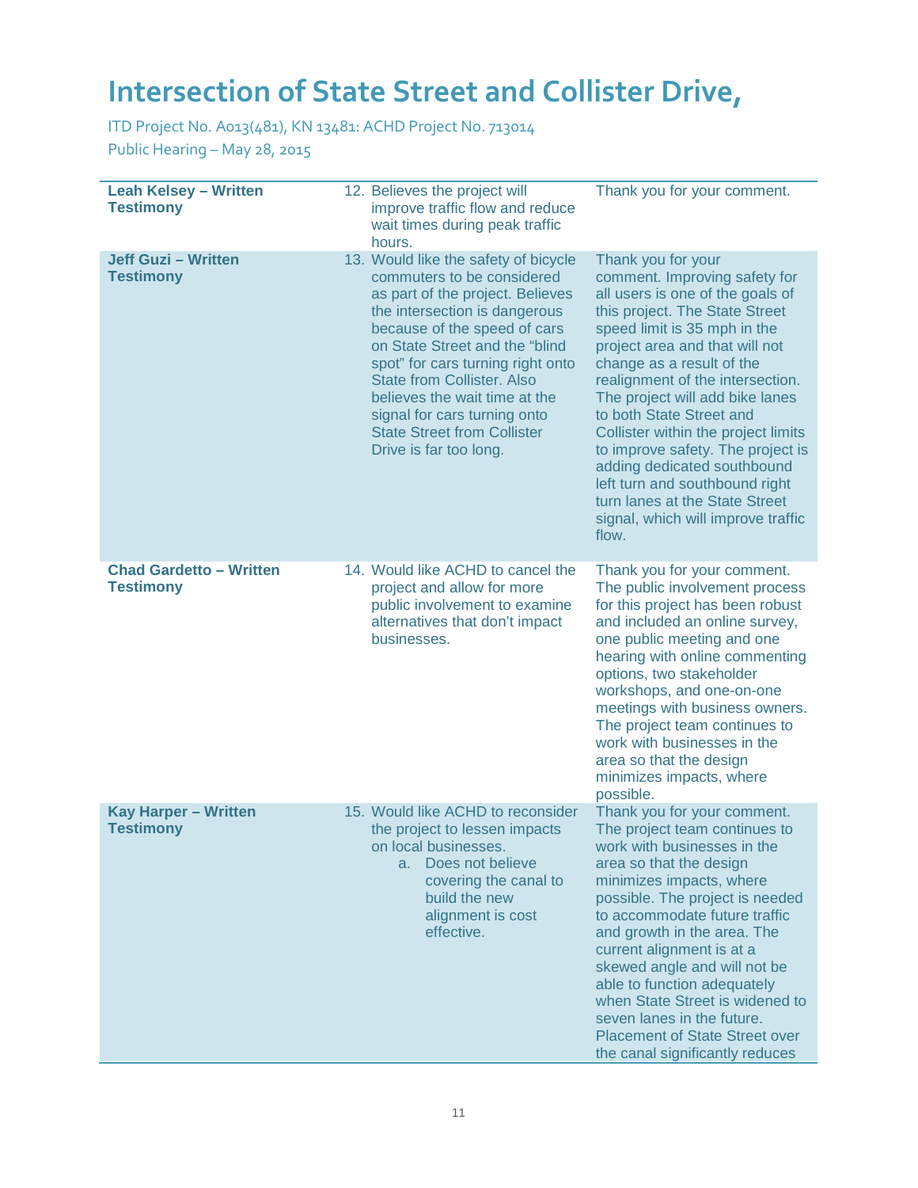# Intersection of State Street and Collister Drive,

ITD Project No. A013(481), KN 13481: ACHD Project No. 713014
Public Hearing – May 28, 2015

| | | |
|---|---|---|
| **Leah Kelsey – Written Testimony** | 12. Believes the project will improve traffic flow and reduce wait times during peak traffic hours. | Thank you for your comment. |
| **Jeff Guzi – Written Testimony** | 13. Would like the safety of bicycle commuters to be considered as part of the project. Believes the intersection is dangerous because of the speed of cars on State Street and the "blind spot" for cars turning right onto State from Collister. Also believes the wait time at the signal for cars turning onto State Street from Collister Drive is far too long. | Thank you for your comment. Improving safety for all users is one of the goals of this project. The State Street speed limit is 35 mph in the project area and that will not change as a result of the realignment of the intersection. The project will add bike lanes to both State Street and Collister within the project limits to improve safety. The project is adding dedicated southbound left turn and southbound right turn lanes at the State Street signal, which will improve traffic flow. |
| **Chad Gardetto – Written Testimony** | 14. Would like ACHD to cancel the project and allow for more public involvement to examine alternatives that don't impact businesses. | Thank you for your comment. The public involvement process for this project has been robust and included an online survey, one public meeting and one hearing with online commenting options, two stakeholder workshops, and one-on-one meetings with business owners. The project team continues to work with businesses in the area so that the design minimizes impacts, where possible. |
| **Kay Harper – Written Testimony** | 15. Would like ACHD to reconsider the project to lessen impacts on local businesses.<br>a. Does not believe covering the canal to build the new alignment is cost effective. | Thank you for your comment. The project team continues to work with businesses in the area so that the design minimizes impacts, where possible. The project is needed to accommodate future traffic and growth in the area. The current alignment is at a skewed angle and will not be able to function adequately when State Street is widened to seven lanes in the future. Placement of State Street over the canal significantly reduces |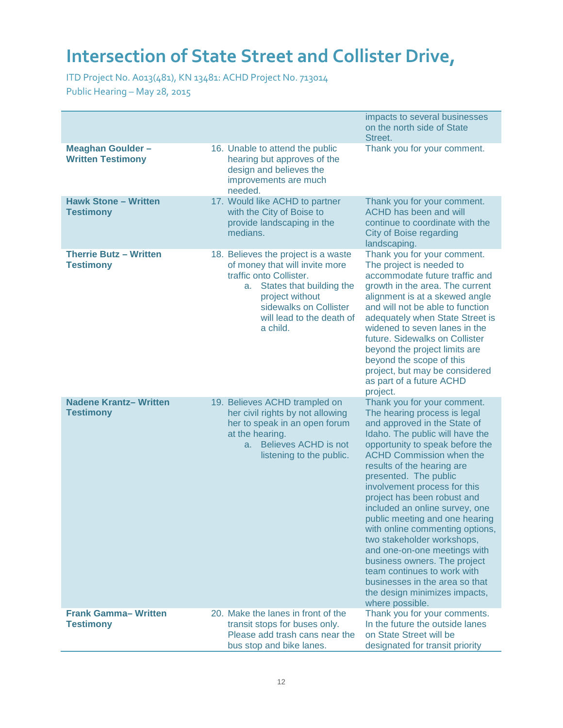# Intersection of State Street and Collister Drive,

ITD Project No. A013(481), KN 13481: ACHD Project No. 713014
Public Hearing – May 28, 2015

| | | |
|---|---|---|
| | | impacts to several businesses on the north side of State Street. |
| **Meaghan Goulder – Written Testimony** | 16. Unable to attend the public hearing but approves of the design and believes the improvements are much needed. | Thank you for your comment. |
| **Hawk Stone – Written Testimony** | 17. Would like ACHD to partner with the City of Boise to provide landscaping in the medians. | Thank you for your comment. ACHD has been and will continue to coordinate with the City of Boise regarding landscaping. |
| **Therrie Butz – Written Testimony** | 18. Believes the project is a waste of money that will invite more traffic onto Collister.<br>a. States that building the project without sidewalks on Collister will lead to the death of a child. | Thank you for your comment. The project is needed to accommodate future traffic and growth in the area. The current alignment is at a skewed angle and will not be able to function adequately when State Street is widened to seven lanes in the future. Sidewalks on Collister beyond the project limits are beyond the scope of this project, but may be considered as part of a future ACHD project. |
| **Nadene Krantz– Written Testimony** | 19. Believes ACHD trampled on her civil rights by not allowing her to speak in an open forum at the hearing.<br>a. Believes ACHD is not listening to the public. | Thank you for your comment. The hearing process is legal and approved in the State of Idaho. The public will have the opportunity to speak before the ACHD Commission when the results of the hearing are presented. The public involvement process for this project has been robust and included an online survey, one public meeting and one hearing with online commenting options, two stakeholder workshops, and one-on-one meetings with business owners. The project team continues to work with businesses in the area so that the design minimizes impacts, where possible. |
| **Frank Gamma– Written Testimony** | 20. Make the lanes in front of the transit stops for buses only. Please add trash cans near the bus stop and bike lanes. | Thank you for your comments. In the future the outside lanes on State Street will be designated for transit priority |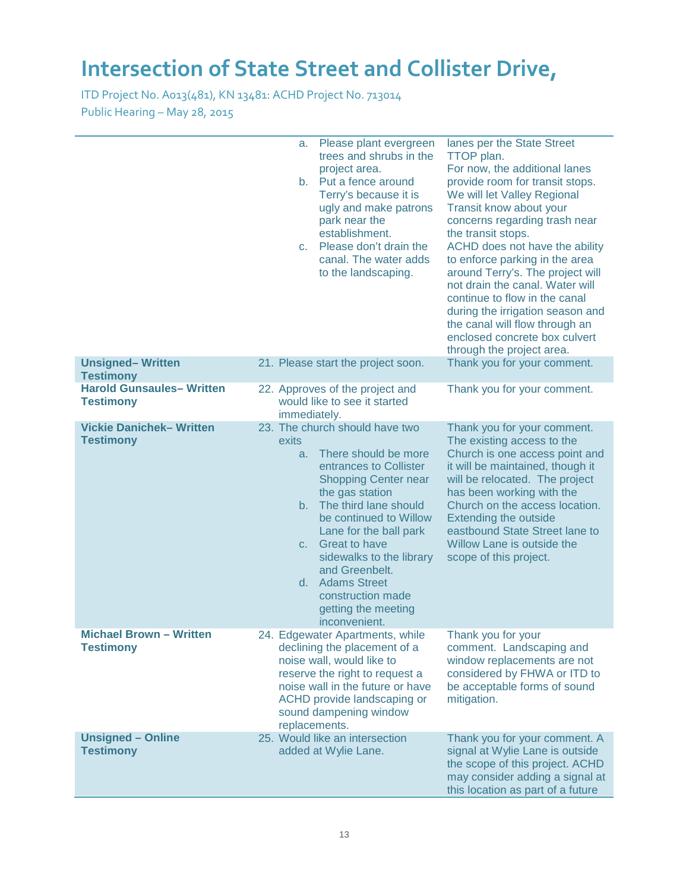# Intersection of State Street and Collister Drive,

ITD Project No. A013(481), KN 13481: ACHD Project No. 713014
Public Hearing – May 28, 2015

| | | |
|---|---|---|
| | a. Please plant evergreen trees and shrubs in the project area.<br>b. Put a fence around Terry's because it is ugly and make patrons park near the establishment.<br>c. Please don't drain the canal. The water adds to the landscaping. | lanes per the State Street TTOP plan.<br>For now, the additional lanes provide room for transit stops. We will let Valley Regional Transit know about your concerns regarding trash near the transit stops.<br>ACHD does not have the ability to enforce parking in the area around Terry's. The project will not drain the canal. Water will continue to flow in the canal during the irrigation season and the canal will flow through an enclosed concrete box culvert through the project area. |
| **Unsigned– Written Testimony** | 21. Please start the project soon. | Thank you for your comment. |
| **Harold Gunsaules– Written Testimony** | 22. Approves of the project and would like to see it started immediately. | Thank you for your comment. |
| **Vickie Danichek– Written Testimony** | 23. The church should have two exits<br>a. There should be more entrances to Collister Shopping Center near the gas station<br>b. The third lane should be continued to Willow Lane for the ball park<br>c. Great to have sidewalks to the library and Greenbelt.<br>d. Adams Street construction made getting the meeting inconvenient. | Thank you for your comment. The existing access to the Church is one access point and it will be maintained, though it will be relocated. The project has been working with the Church on the access location. Extending the outside eastbound State Street lane to Willow Lane is outside the scope of this project. |
| **Michael Brown – Written Testimony** | 24. Edgewater Apartments, while declining the placement of a noise wall, would like to reserve the right to request a noise wall in the future or have ACHD provide landscaping or sound dampening window replacements. | Thank you for your comment. Landscaping and window replacements are not considered by FHWA or ITD to be acceptable forms of sound mitigation. |
| **Unsigned – Online Testimony** | 25. Would like an intersection added at Wylie Lane. | Thank you for your comment. A signal at Wylie Lane is outside the scope of this project. ACHD may consider adding a signal at this location as part of a future |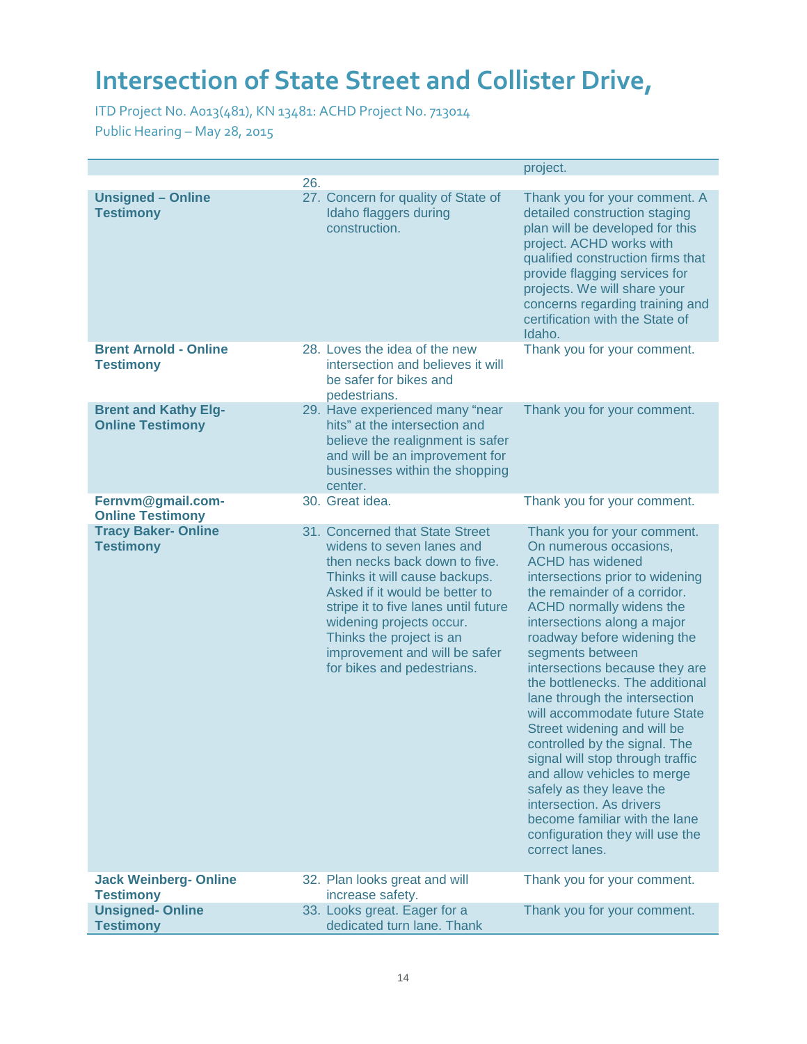# Intersection of State Street and Collister Drive,

ITD Project No. A013(481), KN 13481: ACHD Project No. 713014
Public Hearing – May 28, 2015

| | | |
|---|---|---|
| | | project. |
| | 26. | |
| **Unsigned – Online Testimony** | 27. Concern for quality of State of Idaho flaggers during construction. | Thank you for your comment. A detailed construction staging plan will be developed for this project. ACHD works with qualified construction firms that provide flagging services for projects. We will share your concerns regarding training and certification with the State of Idaho. |
| **Brent Arnold - Online Testimony** | 28. Loves the idea of the new intersection and believes it will be safer for bikes and pedestrians. | Thank you for your comment. |
| **Brent and Kathy Elg- Online Testimony** | 29. Have experienced many “near hits” at the intersection and believe the realignment is safer and will be an improvement for businesses within the shopping center. | Thank you for your comment. |
| **Fernvm@gmail.com- Online Testimony** | 30. Great idea. | Thank you for your comment. |
| **Tracy Baker- Online Testimony** | 31. Concerned that State Street widens to seven lanes and then necks back down to five. Thinks it will cause backups. Asked if it would be better to stripe it to five lanes until future widening projects occur. Thinks the project is an improvement and will be safer for bikes and pedestrians. | Thank you for your comment. On numerous occasions, ACHD has widened intersections prior to widening the remainder of a corridor. ACHD normally widens the intersections along a major roadway before widening the segments between intersections because they are the bottlenecks. The additional lane through the intersection will accommodate future State Street widening and will be controlled by the signal. The signal will stop through traffic and allow vehicles to merge safely as they leave the intersection. As drivers become familiar with the lane configuration they will use the correct lanes. |
| **Jack Weinberg- Online Testimony** | 32. Plan looks great and will increase safety. | Thank you for your comment. |
| **Unsigned- Online Testimony** | 33. Looks great. Eager for a dedicated turn lane. Thank | Thank you for your comment. |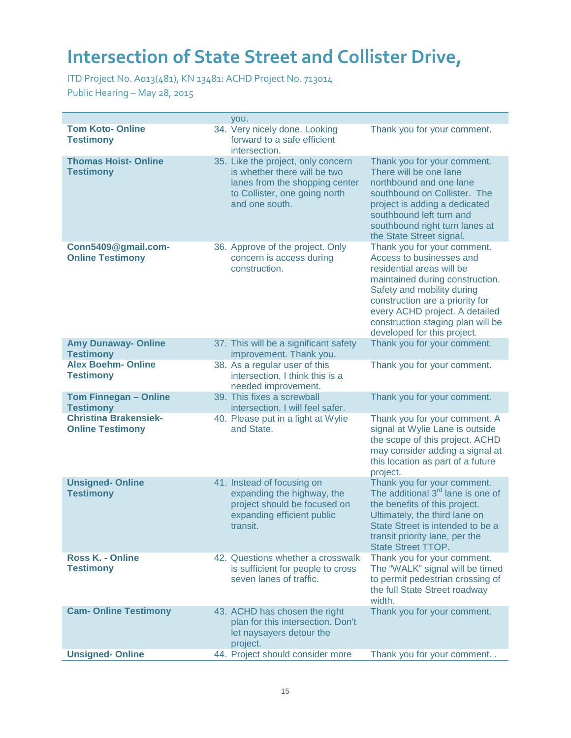# Intersection of State Street and Collister Drive,

ITD Project No. A013(481), KN 13481: ACHD Project No. 713014
Public Hearing – May 28, 2015

| | | |
|---|---|---|
| | you. | |
| **Tom Koto- Online Testimony** | 34. Very nicely done. Looking forward to a safe efficient intersection. | Thank you for your comment. |
| **Thomas Hoist- Online Testimony** | 35. Like the project, only concern is whether there will be two lanes from the shopping center to Collister, one going north and one south. | Thank you for your comment. There will be one lane northbound and one lane southbound on Collister. The project is adding a dedicated southbound left turn and southbound right turn lanes at the State Street signal. |
| **Conn5409@gmail.com- Online Testimony** | 36. Approve of the project. Only concern is access during construction. | Thank you for your comment. Access to businesses and residential areas will be maintained during construction. Safety and mobility during construction are a priority for every ACHD project. A detailed construction staging plan will be developed for this project. |
| **Amy Dunaway- Online Testimony** | 37. This will be a significant safety improvement. Thank you. | Thank you for your comment. |
| **Alex Boehm- Online Testimony** | 38. As a regular user of this intersection, I think this is a needed improvement. | Thank you for your comment. |
| **Tom Finnegan – Online Testimony** | 39. This fixes a screwball intersection. I will feel safer. | Thank you for your comment. |
| **Christina Brakensiek- Online Testimony** | 40. Please put in a light at Wylie and State. | Thank you for your comment. A signal at Wylie Lane is outside the scope of this project. ACHD may consider adding a signal at this location as part of a future project. |
| **Unsigned- Online Testimony** | 41. Instead of focusing on expanding the highway, the project should be focused on expanding efficient public transit. | Thank you for your comment. The additional 3rd lane is one of the benefits of this project. Ultimately, the third lane on State Street is intended to be a transit priority lane, per the State Street TTOP. |
| **Ross K. - Online Testimony** | 42. Questions whether a crosswalk is sufficient for people to cross seven lanes of traffic. | Thank you for your comment. The "WALK" signal will be timed to permit pedestrian crossing of the full State Street roadway width. |
| **Cam- Online Testimony** | 43. ACHD has chosen the right plan for this intersection. Don't let naysayers detour the project. | Thank you for your comment. |
| **Unsigned- Online** | 44. Project should consider more | Thank you for your comment. . |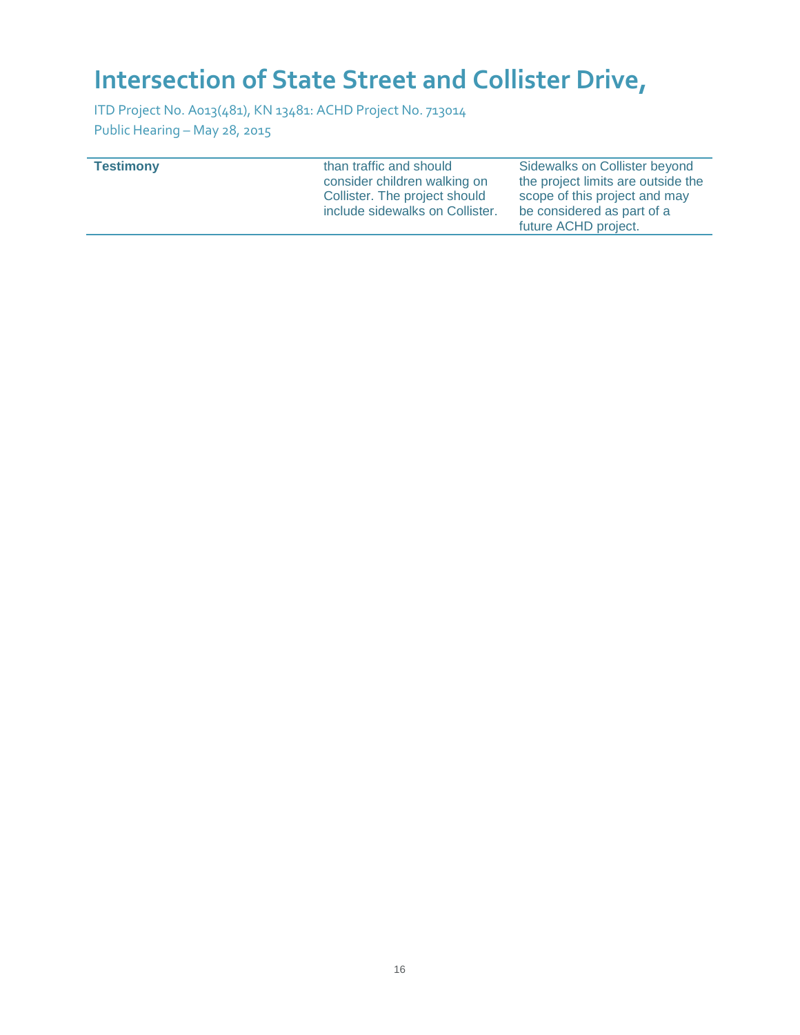# Intersection of State Street and Collister Drive,

ITD Project No. A013(481), KN 13481: ACHD Project No. 713014
Public Hearing – May 28, 2015

| | | |
|---|---|---|
| **Testimony** | than traffic and should consider children walking on Collister. The project should include sidewalks on Collister. | Sidewalks on Collister beyond the project limits are outside the scope of this project and may be considered as part of a future ACHD project. |